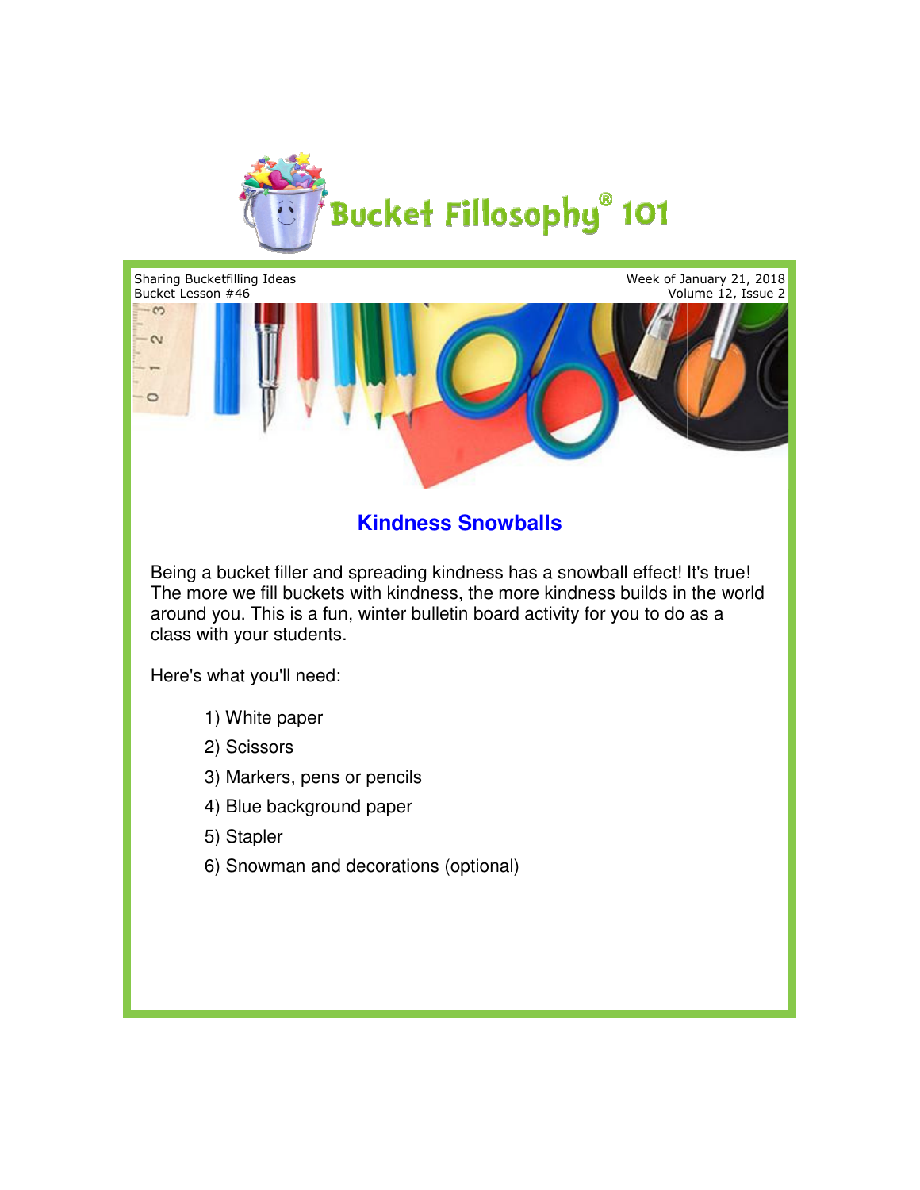# Bucket Fillosophy® 101

Sharing Bucketfilling Ideas
Bucket Lesson #46

Week of January 21, 2018
Volume 12, Issue 2

## Kindness Snowballs

Being a bucket filler and spreading kindness has a snowball effect! It's true! The more we fill buckets with kindness, the more kindness builds in the world around you. This is a fun, winter bulletin board activity for you to do as a class with your students.

Here's what you'll need:

1) White paper
2) Scissors
3) Markers, pens or pencils
4) Blue background paper
5) Stapler
6) Snowman and decorations (optional)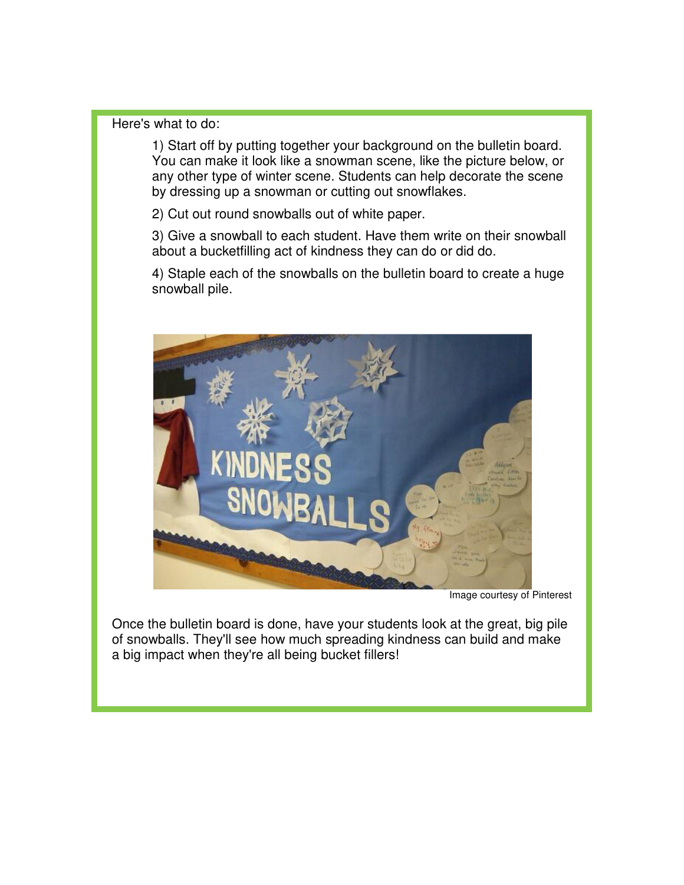Here's what to do:

1) Start off by putting together your background on the bulletin board. You can make it look like a snowman scene, like the picture below, or any other type of winter scene. Students can help decorate the scene by dressing up a snowman or cutting out snowflakes.

2) Cut out round snowballs out of white paper.

3) Give a snowball to each student. Have them write on their snowball about a bucketfilling act of kindness they can do or did do.

4) Staple each of the snowballs on the bulletin board to create a huge snowball pile.

Image courtesy of Pinterest

Once the bulletin board is done, have your students look at the great, big pile of snowballs. They'll see how much spreading kindness can build and make a big impact when they're all being bucket fillers!